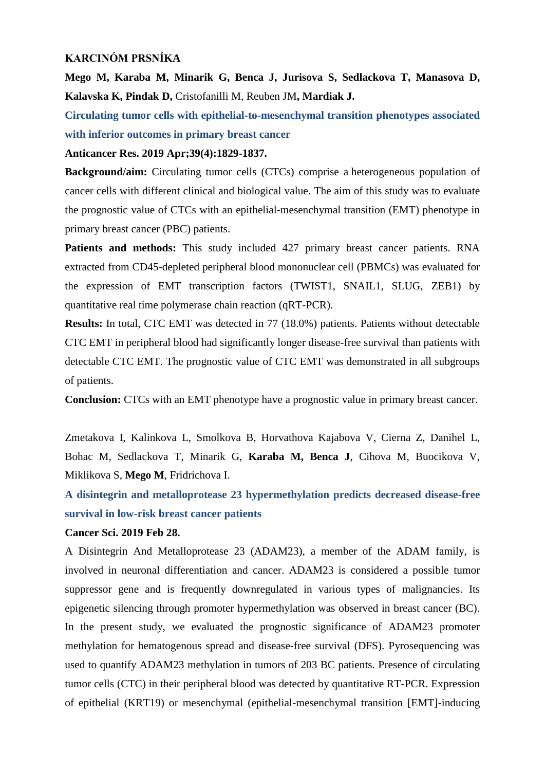## KARCINÓM PRSNÍKA

**Mego M, Karaba M, Minarik G, Benca J, Jurisova S, Sedlackova T, Manasova D, Kalavska K, Pindak D,** Cristofanilli M, Reuben JM**, Mardiak J.**

**Circulating tumor cells with epithelial-to-mesenchymal transition phenotypes associated with inferior outcomes in primary breast cancer**

**Anticancer Res. 2019 Apr;39(4):1829-1837.**

**Background/aim:** Circulating tumor cells (CTCs) comprise a heterogeneous population of cancer cells with different clinical and biological value. The aim of this study was to evaluate the prognostic value of CTCs with an epithelial-mesenchymal transition (EMT) phenotype in primary breast cancer (PBC) patients.

**Patients and methods:** This study included 427 primary breast cancer patients. RNA extracted from CD45-depleted peripheral blood mononuclear cell (PBMCs) was evaluated for the expression of EMT transcription factors (TWIST1, SNAIL1, SLUG, ZEB1) by quantitative real time polymerase chain reaction (qRT-PCR).

**Results:** In total, CTC EMT was detected in 77 (18.0%) patients. Patients without detectable CTC EMT in peripheral blood had significantly longer disease-free survival than patients with detectable CTC EMT. The prognostic value of CTC EMT was demonstrated in all subgroups of patients.

**Conclusion:** CTCs with an EMT phenotype have a prognostic value in primary breast cancer.

Zmetakova I, Kalinkova L, Smolkova B, Horvathova Kajabova V, Cierna Z, Danihel L, Bohac M, Sedlackova T, Minarik G, **Karaba M, Benca J**, Cihova M, Buocikova V, Miklikova S, **Mego M**, Fridrichova I.

**A disintegrin and metalloprotease 23 hypermethylation predicts decreased disease-free survival in low-risk breast cancer patients**

**Cancer Sci. 2019 Feb 28.**

A Disintegrin And Metalloprotease 23 (ADAM23), a member of the ADAM family, is involved in neuronal differentiation and cancer. ADAM23 is considered a possible tumor suppressor gene and is frequently downregulated in various types of malignancies. Its epigenetic silencing through promoter hypermethylation was observed in breast cancer (BC). In the present study, we evaluated the prognostic significance of ADAM23 promoter methylation for hematogenous spread and disease-free survival (DFS). Pyrosequencing was used to quantify ADAM23 methylation in tumors of 203 BC patients. Presence of circulating tumor cells (CTC) in their peripheral blood was detected by quantitative RT-PCR. Expression of epithelial (KRT19) or mesenchymal (epithelial-mesenchymal transition [EMT]-inducing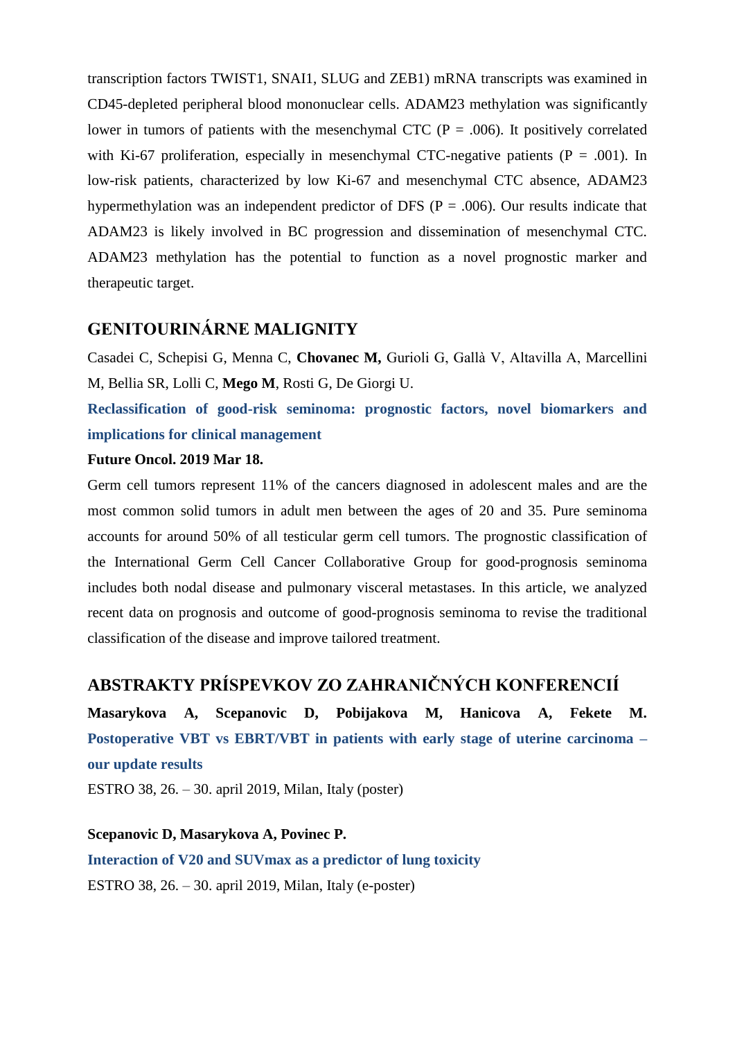transcription factors TWIST1, SNAI1, SLUG and ZEB1) mRNA transcripts was examined in CD45-depleted peripheral blood mononuclear cells. ADAM23 methylation was significantly lower in tumors of patients with the mesenchymal CTC (P = .006). It positively correlated with Ki-67 proliferation, especially in mesenchymal CTC-negative patients (P = .001). In low-risk patients, characterized by low Ki-67 and mesenchymal CTC absence, ADAM23 hypermethylation was an independent predictor of DFS (P = .006). Our results indicate that ADAM23 is likely involved in BC progression and dissemination of mesenchymal CTC. ADAM23 methylation has the potential to function as a novel prognostic marker and therapeutic target.

## GENITOURINÁRNE MALIGNITY

Casadei C, Schepisi G, Menna C, **Chovanec M,** Gurioli G, Gallà V, Altavilla A, Marcellini M, Bellia SR, Lolli C, **Mego M**, Rosti G, De Giorgi U.

**Reclassification of good-risk seminoma: prognostic factors, novel biomarkers and implications for clinical management**

**Future Oncol. 2019 Mar 18.**

Germ cell tumors represent 11% of the cancers diagnosed in adolescent males and are the most common solid tumors in adult men between the ages of 20 and 35. Pure seminoma accounts for around 50% of all testicular germ cell tumors. The prognostic classification of the International Germ Cell Cancer Collaborative Group for good-prognosis seminoma includes both nodal disease and pulmonary visceral metastases. In this article, we analyzed recent data on prognosis and outcome of good-prognosis seminoma to revise the traditional classification of the disease and improve tailored treatment.

## ABSTRAKTY PRÍSPEVKOV ZO ZAHRANIČNÝCH KONFERENCIÍ

**Masarykova A, Scepanovic D, Pobijakova M, Hanicova A, Fekete M.**

**Postoperative VBT vs EBRT/VBT in patients with early stage of uterine carcinoma – our update results**

ESTRO 38, 26. – 30. april 2019, Milan, Italy (poster)

**Scepanovic D, Masarykova A, Povinec P.**

**Interaction of V20 and SUVmax as a predictor of lung toxicity**

ESTRO 38, 26. – 30. april 2019, Milan, Italy (e-poster)